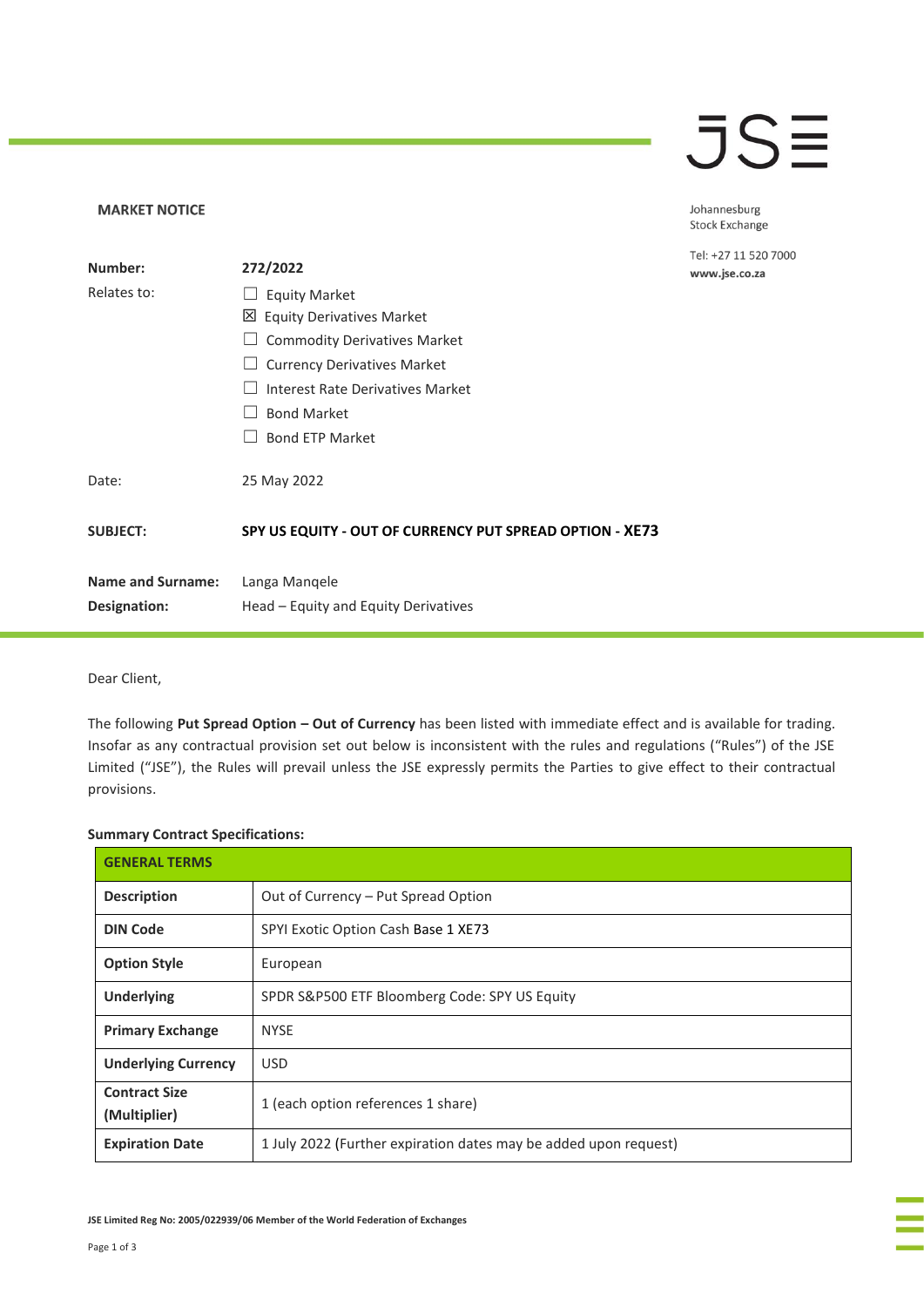**MARKET NOTICE**

Johannesburg Stock Exchange

Tel: +27 11 520 7000
**www.jse.co.za**

| | |
|---|---|
| **Number:** | **272/2022** |
| Relates to: | ☐ Equity Market<br>☒ Equity Derivatives Market<br>☐ Commodity Derivatives Market<br>☐ Currency Derivatives Market<br>☐ Interest Rate Derivatives Market<br>☐ Bond Market<br>☐ Bond ETP Market |
| Date: | 25 May 2022 |
| **SUBJECT:** | **SPY US EQUITY - OUT OF CURRENCY PUT SPREAD OPTION - XE73** |
| **Name and Surname:** | Langa Manqele |
| **Designation:** | Head – Equity and Equity Derivatives |

Dear Client,

The following **Put Spread Option – Out of Currency** has been listed with immediate effect and is available for trading. Insofar as any contractual provision set out below is inconsistent with the rules and regulations ("Rules") of the JSE Limited ("JSE"), the Rules will prevail unless the JSE expressly permits the Parties to give effect to their contractual provisions.

**Summary Contract Specifications:**

| **GENERAL TERMS** | |
|---|---|
| **Description** | Out of Currency – Put Spread Option |
| **DIN Code** | SPYI Exotic Option Cash Base 1 XE73 |
| **Option Style** | European |
| **Underlying** | SPDR S&P500 ETF Bloomberg Code: SPY US Equity |
| **Primary Exchange** | NYSE |
| **Underlying Currency** | USD |
| **Contract Size (Multiplier)** | 1 (each option references 1 share) |
| **Expiration Date** | 1 July 2022 (Further expiration dates may be added upon request) |

JSE Limited Reg No: 2005/022939/06 Member of the World Federation of Exchanges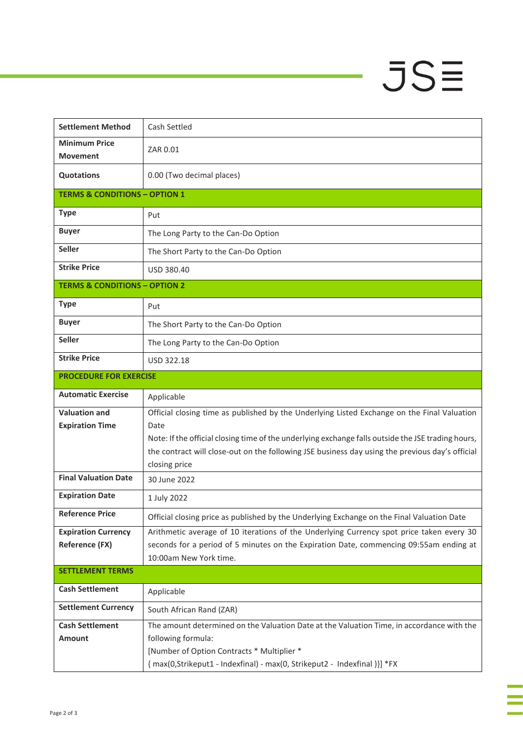| | |
|---|---|
| **Settlement Method** | Cash Settled |
| **Minimum Price Movement** | ZAR 0.01 |
| **Quotations** | 0.00 (Two decimal places) |
| **TERMS & CONDITIONS – OPTION 1** | |
| **Type** | Put |
| **Buyer** | The Long Party to the Can-Do Option |
| **Seller** | The Short Party to the Can-Do Option |
| **Strike Price** | USD 380.40 |
| **TERMS & CONDITIONS – OPTION 2** | |
| **Type** | Put |
| **Buyer** | The Short Party to the Can-Do Option |
| **Seller** | The Long Party to the Can-Do Option |
| **Strike Price** | USD 322.18 |
| **PROCEDURE FOR EXERCISE** | |
| **Automatic Exercise** | Applicable |
| **Valuation and Expiration Time** | Official closing time as published by the Underlying Listed Exchange on the Final Valuation Date<br>Note: If the official closing time of the underlying exchange falls outside the JSE trading hours, the contract will close-out on the following JSE business day using the previous day's official closing price |
| **Final Valuation Date** | 30 June 2022 |
| **Expiration Date** | 1 July 2022 |
| **Reference Price** | Official closing price as published by the Underlying Exchange on the Final Valuation Date |
| **Expiration Currency Reference (FX)** | Arithmetic average of 10 iterations of the Underlying Currency spot price taken every 30 seconds for a period of 5 minutes on the Expiration Date, commencing 09:55am ending at 10:00am New York time. |
| **SETTLEMENT TERMS** | |
| **Cash Settlement** | Applicable |
| **Settlement Currency** | South African Rand (ZAR) |
| **Cash Settlement Amount** | The amount determined on the Valuation Date at the Valuation Time, in accordance with the following formula:<br>[Number of Option Contracts * Multiplier *<br>{ max(0,Strikeput1 - Indexfinal) - max(0, Strikeput2 - Indexfinal )}] *FX |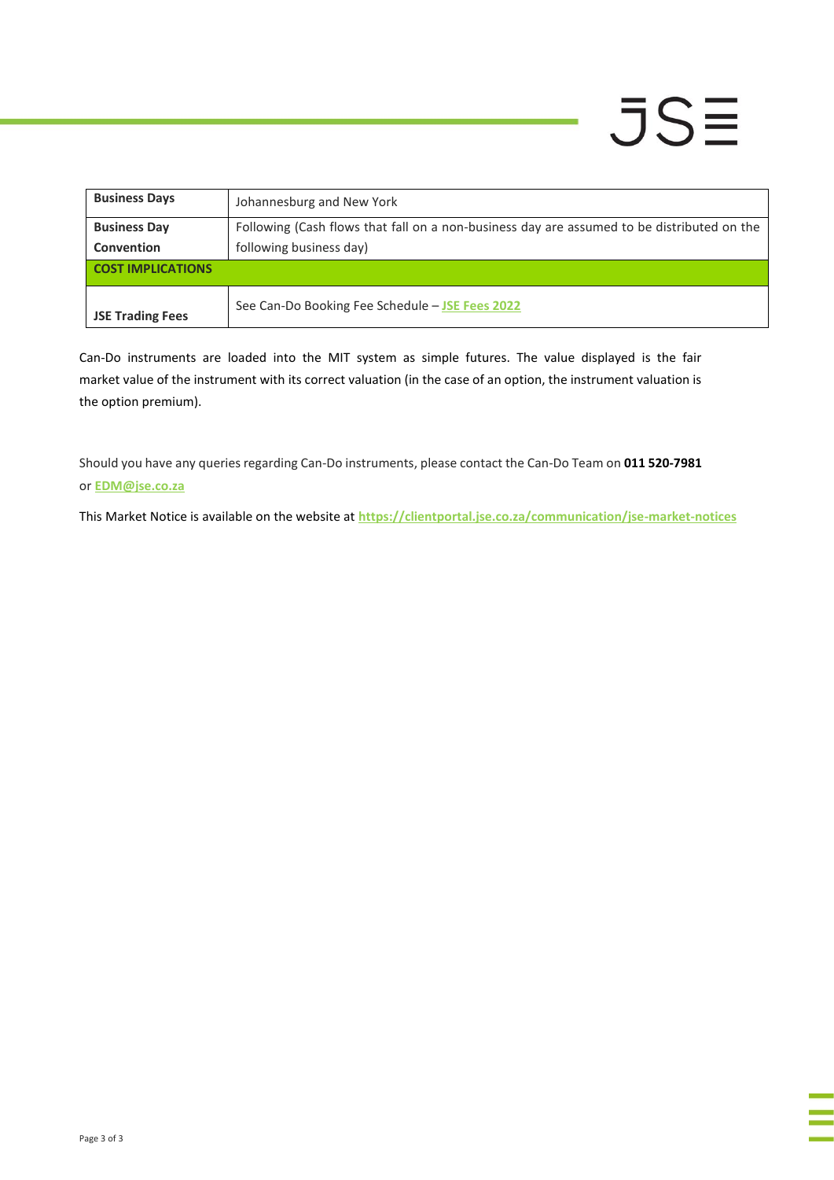| | |
|---|---|
| **Business Days** | Johannesburg and New York |
| **Business Day Convention** | Following (Cash flows that fall on a non-business day are assumed to be distributed on the following business day) |
| **COST IMPLICATIONS** | |
| **JSE Trading Fees** | See Can-Do Booking Fee Schedule – JSE Fees 2022 |

Can-Do instruments are loaded into the MIT system as simple futures. The value displayed is the fair market value of the instrument with its correct valuation (in the case of an option, the instrument valuation is the option premium).

Should you have any queries regarding Can-Do instruments, please contact the Can-Do Team on **011 520-7981** or **EDM@jse.co.za**

This Market Notice is available on the website at **https://clientportal.jse.co.za/communication/jse-market-notices**